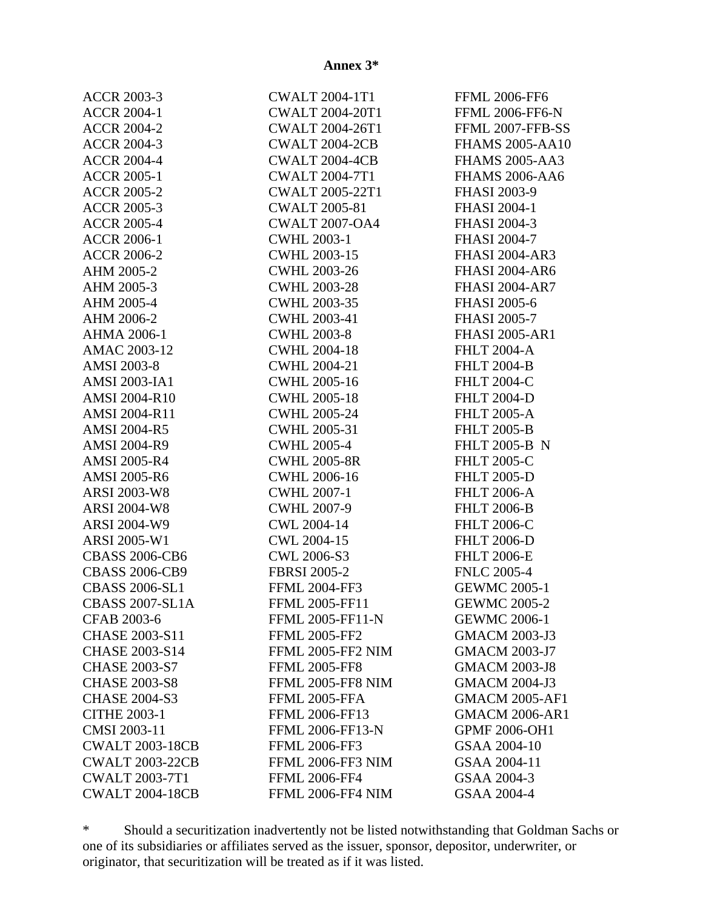**Annex 3***

ACCR 2003-3
ACCR 2004-1
ACCR 2004-2
ACCR 2004-3
ACCR 2004-4
ACCR 2005-1
ACCR 2005-2
ACCR 2005-3
ACCR 2005-4
ACCR 2006-1
ACCR 2006-2
AHM 2005-2
AHM 2005-3
AHM 2005-4
AHM 2006-2
AHMA 2006-1
AMAC 2003-12
AMSI 2003-8
AMSI 2003-IA1
AMSI 2004-R10
AMSI 2004-R11
AMSI 2004-R5
AMSI 2004-R9
AMSI 2005-R4
AMSI 2005-R6
ARSI 2003-W8
ARSI 2004-W8
ARSI 2004-W9
ARSI 2005-W1
CBASS 2006-CB6
CBASS 2006-CB9
CBASS 2006-SL1
CBASS 2007-SL1A
CFAB 2003-6
CHASE 2003-S11
CHASE 2003-S14
CHASE 2003-S7
CHASE 2003-S8
CHASE 2004-S3
CITHE 2003-1
CMSI 2003-11
CWALT 2003-18CB
CWALT 2003-22CB
CWALT 2003-7T1
CWALT 2004-18CB
CWALT 2004-1T1
CWALT 2004-20T1
CWALT 2004-26T1
CWALT 2004-2CB
CWALT 2004-4CB
CWALT 2004-7T1
CWALT 2005-22T1
CWALT 2005-81
CWALT 2007-OA4
CWHL 2003-1
CWHL 2003-15
CWHL 2003-26
CWHL 2003-28
CWHL 2003-35
CWHL 2003-41
CWHL 2003-8
CWHL 2004-18
CWHL 2004-21
CWHL 2005-16
CWHL 2005-18
CWHL 2005-24
CWHL 2005-31
CWHL 2005-4
CWHL 2005-8R
CWHL 2006-16
CWHL 2007-1
CWHL 2007-9
CWL 2004-14
CWL 2004-15
CWL 2006-S3
FBRSI 2005-2
FFML 2004-FF3
FFML 2005-FF11
FFML 2005-FF11-N
FFML 2005-FF2
FFML 2005-FF2 NIM
FFML 2005-FF8
FFML 2005-FF8 NIM
FFML 2005-FFA
FFML 2006-FF13
FFML 2006-FF13-N
FFML 2006-FF3
FFML 2006-FF3 NIM
FFML 2006-FF4
FFML 2006-FF4 NIM
FFML 2006-FF6
FFML 2006-FF6-N
FFML 2007-FFB-SS
FHAMS 2005-AA10
FHAMS 2005-AA3
FHAMS 2006-AA6
FHASI 2003-9
FHASI 2004-1
FHASI 2004-3
FHASI 2004-7
FHASI 2004-AR3
FHASI 2004-AR6
FHASI 2004-AR7
FHASI 2005-6
FHASI 2005-7
FHASI 2005-AR1
FHLT 2004-A
FHLT 2004-B
FHLT 2004-C
FHLT 2004-D
FHLT 2005-A
FHLT 2005-B
FHLT 2005-B N
FHLT 2005-C
FHLT 2005-D
FHLT 2006-A
FHLT 2006-B
FHLT 2006-C
FHLT 2006-D
FHLT 2006-E
FNLC 2005-4
GEWMC 2005-1
GEWMC 2005-2
GEWMC 2006-1
GMACM 2003-J3
GMACM 2003-J7
GMACM 2003-J8
GMACM 2004-J3
GMACM 2005-AF1
GMACM 2006-AR1
GPMF 2006-OH1
GSAA 2004-10
GSAA 2004-11
GSAA 2004-3
GSAA 2004-4

* Should a securitization inadvertently not be listed notwithstanding that Goldman Sachs or one of its subsidiaries or affiliates served as the issuer, sponsor, depositor, underwriter, or originator, that securitization will be treated as if it was listed.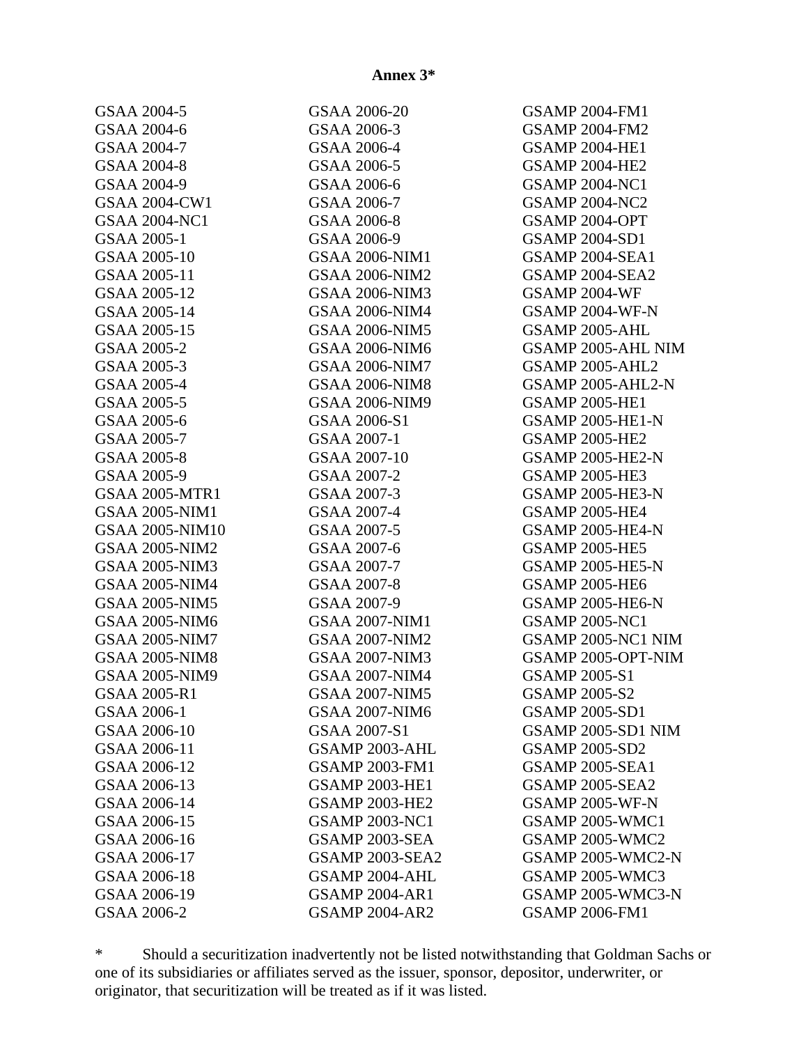**Annex 3***

GSAA 2004-5
GSAA 2004-6
GSAA 2004-7
GSAA 2004-8
GSAA 2004-9
GSAA 2004-CW1
GSAA 2004-NC1
GSAA 2005-1
GSAA 2005-10
GSAA 2005-11
GSAA 2005-12
GSAA 2005-14
GSAA 2005-15
GSAA 2005-2
GSAA 2005-3
GSAA 2005-4
GSAA 2005-5
GSAA 2005-6
GSAA 2005-7
GSAA 2005-8
GSAA 2005-9
GSAA 2005-MTR1
GSAA 2005-NIM1
GSAA 2005-NIM10
GSAA 2005-NIM2
GSAA 2005-NIM3
GSAA 2005-NIM4
GSAA 2005-NIM5
GSAA 2005-NIM6
GSAA 2005-NIM7
GSAA 2005-NIM8
GSAA 2005-NIM9
GSAA 2005-R1
GSAA 2006-1
GSAA 2006-10
GSAA 2006-11
GSAA 2006-12
GSAA 2006-13
GSAA 2006-14
GSAA 2006-15
GSAA 2006-16
GSAA 2006-17
GSAA 2006-18
GSAA 2006-19
GSAA 2006-2
GSAA 2006-20
GSAA 2006-3
GSAA 2006-4
GSAA 2006-5
GSAA 2006-6
GSAA 2006-7
GSAA 2006-8
GSAA 2006-9
GSAA 2006-NIM1
GSAA 2006-NIM2
GSAA 2006-NIM3
GSAA 2006-NIM4
GSAA 2006-NIM5
GSAA 2006-NIM6
GSAA 2006-NIM7
GSAA 2006-NIM8
GSAA 2006-NIM9
GSAA 2006-S1
GSAA 2007-1
GSAA 2007-10
GSAA 2007-2
GSAA 2007-3
GSAA 2007-4
GSAA 2007-5
GSAA 2007-6
GSAA 2007-7
GSAA 2007-8
GSAA 2007-9
GSAA 2007-NIM1
GSAA 2007-NIM2
GSAA 2007-NIM3
GSAA 2007-NIM4
GSAA 2007-NIM5
GSAA 2007-NIM6
GSAA 2007-S1
GSAMP 2003-AHL
GSAMP 2003-FM1
GSAMP 2003-HE1
GSAMP 2003-HE2
GSAMP 2003-NC1
GSAMP 2003-SEA
GSAMP 2003-SEA2
GSAMP 2004-AHL
GSAMP 2004-AR1
GSAMP 2004-AR2
GSAMP 2004-FM1
GSAMP 2004-FM2
GSAMP 2004-HE1
GSAMP 2004-HE2
GSAMP 2004-NC1
GSAMP 2004-NC2
GSAMP 2004-OPT
GSAMP 2004-SD1
GSAMP 2004-SEA1
GSAMP 2004-SEA2
GSAMP 2004-WF
GSAMP 2004-WF-N
GSAMP 2005-AHL
GSAMP 2005-AHL NIM
GSAMP 2005-AHL2
GSAMP 2005-AHL2-N
GSAMP 2005-HE1
GSAMP 2005-HE1-N
GSAMP 2005-HE2
GSAMP 2005-HE2-N
GSAMP 2005-HE3
GSAMP 2005-HE3-N
GSAMP 2005-HE4
GSAMP 2005-HE4-N
GSAMP 2005-HE5
GSAMP 2005-HE5-N
GSAMP 2005-HE6
GSAMP 2005-HE6-N
GSAMP 2005-NC1
GSAMP 2005-NC1 NIM
GSAMP 2005-OPT-NIM
GSAMP 2005-S1
GSAMP 2005-S2
GSAMP 2005-SD1
GSAMP 2005-SD1 NIM
GSAMP 2005-SD2
GSAMP 2005-SEA1
GSAMP 2005-SEA2
GSAMP 2005-WF-N
GSAMP 2005-WMC1
GSAMP 2005-WMC2
GSAMP 2005-WMC2-N
GSAMP 2005-WMC3
GSAMP 2005-WMC3-N
GSAMP 2006-FM1

\* Should a securitization inadvertently not be listed notwithstanding that Goldman Sachs or one of its subsidiaries or affiliates served as the issuer, sponsor, depositor, underwriter, or originator, that securitization will be treated as if it was listed.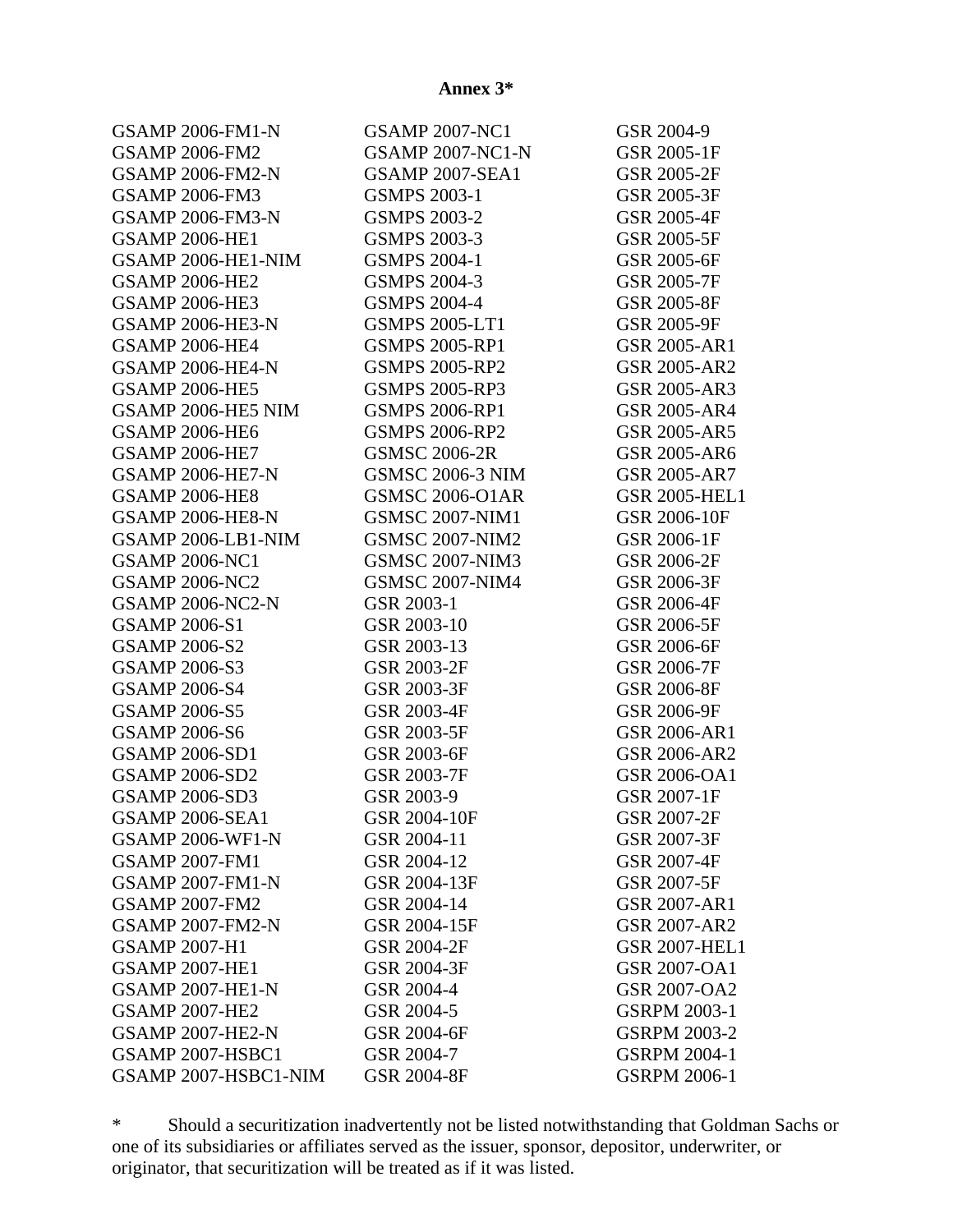**Annex 3***

GSAMP 2006-FM1-N
GSAMP 2006-FM2
GSAMP 2006-FM2-N
GSAMP 2006-FM3
GSAMP 2006-FM3-N
GSAMP 2006-HE1
GSAMP 2006-HE1-NIM
GSAMP 2006-HE2
GSAMP 2006-HE3
GSAMP 2006-HE3-N
GSAMP 2006-HE4
GSAMP 2006-HE4-N
GSAMP 2006-HE5
GSAMP 2006-HE5 NIM
GSAMP 2006-HE6
GSAMP 2006-HE7
GSAMP 2006-HE7-N
GSAMP 2006-HE8
GSAMP 2006-HE8-N
GSAMP 2006-LB1-NIM
GSAMP 2006-NC1
GSAMP 2006-NC2
GSAMP 2006-NC2-N
GSAMP 2006-S1
GSAMP 2006-S2
GSAMP 2006-S3
GSAMP 2006-S4
GSAMP 2006-S5
GSAMP 2006-S6
GSAMP 2006-SD1
GSAMP 2006-SD2
GSAMP 2006-SD3
GSAMP 2006-SEA1
GSAMP 2006-WF1-N
GSAMP 2007-FM1
GSAMP 2007-FM1-N
GSAMP 2007-FM2
GSAMP 2007-FM2-N
GSAMP 2007-H1
GSAMP 2007-HE1
GSAMP 2007-HE1-N
GSAMP 2007-HE2
GSAMP 2007-HE2-N
GSAMP 2007-HSBC1
GSAMP 2007-HSBC1-NIM
GSAMP 2007-NC1
GSAMP 2007-NC1-N
GSAMP 2007-SEA1
GSMPS 2003-1
GSMPS 2003-2
GSMPS 2003-3
GSMPS 2004-1
GSMPS 2004-3
GSMPS 2004-4
GSMPS 2005-LT1
GSMPS 2005-RP1
GSMPS 2005-RP2
GSMPS 2005-RP3
GSMPS 2006-RP1
GSMPS 2006-RP2
GSMSC 2006-2R
GSMSC 2006-3 NIM
GSMSC 2006-O1AR
GSMSC 2007-NIM1
GSMSC 2007-NIM2
GSMSC 2007-NIM3
GSMSC 2007-NIM4
GSR 2003-1
GSR 2003-10
GSR 2003-13
GSR 2003-2F
GSR 2003-3F
GSR 2003-4F
GSR 2003-5F
GSR 2003-6F
GSR 2003-7F
GSR 2003-9
GSR 2004-10F
GSR 2004-11
GSR 2004-12
GSR 2004-13F
GSR 2004-14
GSR 2004-15F
GSR 2004-2F
GSR 2004-3F
GSR 2004-4
GSR 2004-5
GSR 2004-6F
GSR 2004-7
GSR 2004-8F
GSR 2004-9
GSR 2005-1F
GSR 2005-2F
GSR 2005-3F
GSR 2005-4F
GSR 2005-5F
GSR 2005-6F
GSR 2005-7F
GSR 2005-8F
GSR 2005-9F
GSR 2005-AR1
GSR 2005-AR2
GSR 2005-AR3
GSR 2005-AR4
GSR 2005-AR5
GSR 2005-AR6
GSR 2005-AR7
GSR 2005-HEL1
GSR 2006-10F
GSR 2006-1F
GSR 2006-2F
GSR 2006-3F
GSR 2006-4F
GSR 2006-5F
GSR 2006-6F
GSR 2006-7F
GSR 2006-8F
GSR 2006-9F
GSR 2006-AR1
GSR 2006-AR2
GSR 2006-OA1
GSR 2007-1F
GSR 2007-2F
GSR 2007-3F
GSR 2007-4F
GSR 2007-5F
GSR 2007-AR1
GSR 2007-AR2
GSR 2007-HEL1
GSR 2007-OA1
GSR 2007-OA2
GSRPM 2003-1
GSRPM 2003-2
GSRPM 2004-1
GSRPM 2006-1

\* Should a securitization inadvertently not be listed notwithstanding that Goldman Sachs or one of its subsidiaries or affiliates served as the issuer, sponsor, depositor, underwriter, or originator, that securitization will be treated as if it was listed.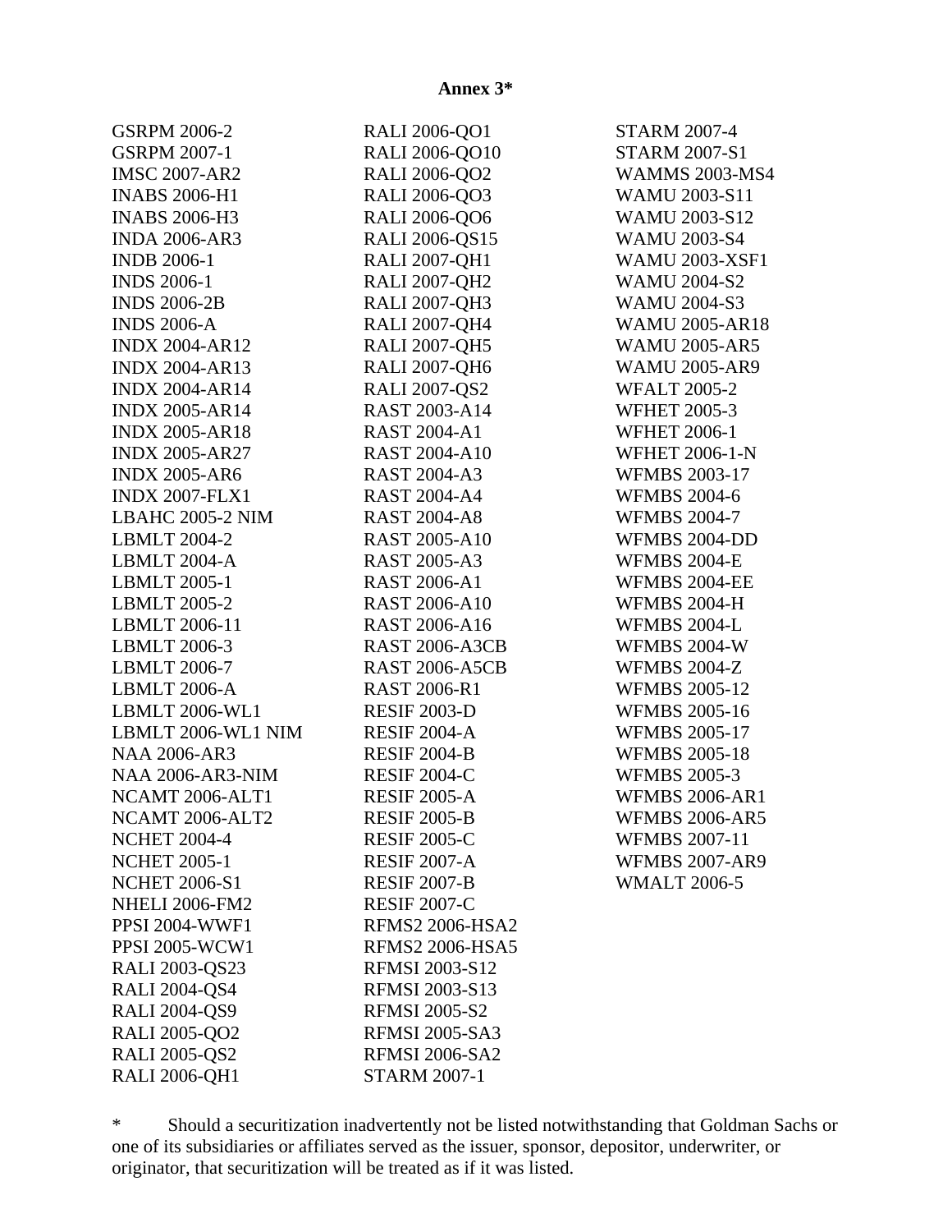**Annex 3***

GSRPM 2006-2
GSRPM 2007-1
IMSC 2007-AR2
INABS 2006-H1
INABS 2006-H3
INDA 2006-AR3
INDB 2006-1
INDS 2006-1
INDS 2006-2B
INDS 2006-A
INDX 2004-AR12
INDX 2004-AR13
INDX 2004-AR14
INDX 2005-AR14
INDX 2005-AR18
INDX 2005-AR27
INDX 2005-AR6
INDX 2007-FLX1
LBAHC 2005-2 NIM
LBMLT 2004-2
LBMLT 2004-A
LBMLT 2005-1
LBMLT 2005-2
LBMLT 2006-11
LBMLT 2006-3
LBMLT 2006-7
LBMLT 2006-A
LBMLT 2006-WL1
LBMLT 2006-WL1 NIM
NAA 2006-AR3
NAA 2006-AR3-NIM
NCAMT 2006-ALT1
NCAMT 2006-ALT2
NCHET 2004-4
NCHET 2005-1
NCHET 2006-S1
NHELI 2006-FM2
PPSI 2004-WWF1
PPSI 2005-WCW1
RALI 2003-QS23
RALI 2004-QS4
RALI 2004-QS9
RALI 2005-QO2
RALI 2005-QS2
RALI 2006-QH1
RALI 2006-QO1
RALI 2006-QO10
RALI 2006-QO2
RALI 2006-QO3
RALI 2006-QO6
RALI 2006-QS15
RALI 2007-QH1
RALI 2007-QH2
RALI 2007-QH3
RALI 2007-QH4
RALI 2007-QH5
RALI 2007-QH6
RALI 2007-QS2
RAST 2003-A14
RAST 2004-A1
RAST 2004-A10
RAST 2004-A3
RAST 2004-A4
RAST 2004-A8
RAST 2005-A10
RAST 2005-A3
RAST 2006-A1
RAST 2006-A10
RAST 2006-A16
RAST 2006-A3CB
RAST 2006-A5CB
RAST 2006-R1
RESIF 2003-D
RESIF 2004-A
RESIF 2004-B
RESIF 2004-C
RESIF 2005-A
RESIF 2005-B
RESIF 2005-C
RESIF 2007-A
RESIF 2007-B
RESIF 2007-C
RFMS2 2006-HSA2
RFMS2 2006-HSA5
RFMSI 2003-S12
RFMSI 2003-S13
RFMSI 2005-S2
RFMSI 2005-SA3
RFMSI 2006-SA2
STARM 2007-1
STARM 2007-4
STARM 2007-S1
WAMMS 2003-MS4
WAMU 2003-S11
WAMU 2003-S12
WAMU 2003-S4
WAMU 2003-XSF1
WAMU 2004-S2
WAMU 2004-S3
WAMU 2005-AR18
WAMU 2005-AR5
WAMU 2005-AR9
WFALT 2005-2
WFHET 2005-3
WFHET 2006-1
WFHET 2006-1-N
WFMBS 2003-17
WFMBS 2004-6
WFMBS 2004-7
WFMBS 2004-DD
WFMBS 2004-E
WFMBS 2004-EE
WFMBS 2004-H
WFMBS 2004-L
WFMBS 2004-W
WFMBS 2004-Z
WFMBS 2005-12
WFMBS 2005-16
WFMBS 2005-17
WFMBS 2005-18
WFMBS 2005-3
WFMBS 2006-AR1
WFMBS 2006-AR5
WFMBS 2007-11
WFMBS 2007-AR9
WMALT 2006-5

\* Should a securitization inadvertently not be listed notwithstanding that Goldman Sachs or one of its subsidiaries or affiliates served as the issuer, sponsor, depositor, underwriter, or originator, that securitization will be treated as if it was listed.